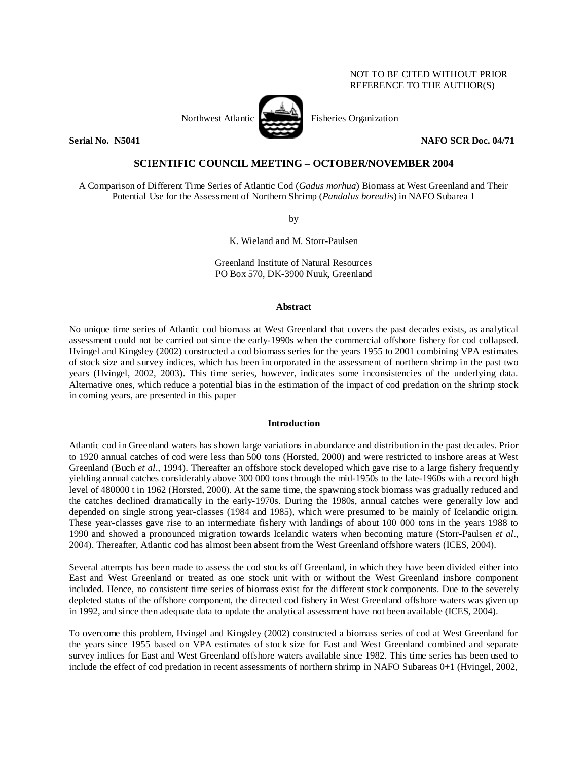NOT TO BE CITED WITHOUT PRIOR REFERENCE TO THE AUTHOR(S)

Northwest Atlantic Fisheries Organization

**Serial No. N5041** **NAFO SCR Doc. 04/71**

## SCIENTIFIC COUNCIL MEETING – OCTOBER/NOVEMBER 2004

A Comparison of Different Time Series of Atlantic Cod (*Gadus morhua*) Biomass at West Greenland and Their Potential Use for the Assessment of Northern Shrimp (*Pandalus borealis*) in NAFO Subarea 1

by

K. Wieland and M. Storr-Paulsen

Greenland Institute of Natural Resources
PO Box 570, DK-3900 Nuuk, Greenland

### Abstract

No unique time series of Atlantic cod biomass at West Greenland that covers the past decades exists, as analytical assessment could not be carried out since the early-1990s when the commercial offshore fishery for cod collapsed. Hvingel and Kingsley (2002) constructed a cod biomass series for the years 1955 to 2001 combining VPA estimates of stock size and survey indices, which has been incorporated in the assessment of northern shrimp in the past two years (Hvingel, 2002, 2003). This time series, however, indicates some inconsistencies of the underlying data. Alternative ones, which reduce a potential bias in the estimation of the impact of cod predation on the shrimp stock in coming years, are presented in this paper

### Introduction

Atlantic cod in Greenland waters has shown large variations in abundance and distribution in the past decades. Prior to 1920 annual catches of cod were less than 500 tons (Horsted, 2000) and were restricted to inshore areas at West Greenland (Buch *et al*., 1994). Thereafter an offshore stock developed which gave rise to a large fishery frequently yielding annual catches considerably above 300 000 tons through the mid-1950s to the late-1960s with a record high level of 480000 t in 1962 (Horsted, 2000). At the same time, the spawning stock biomass was gradually reduced and the catches declined dramatically in the early-1970s. During the 1980s, annual catches were generally low and depended on single strong year-classes (1984 and 1985), which were presumed to be mainly of Icelandic origin. These year-classes gave rise to an intermediate fishery with landings of about 100 000 tons in the years 1988 to 1990 and showed a pronounced migration towards Icelandic waters when becoming mature (Storr-Paulsen *et al*., 2004). Thereafter, Atlantic cod has almost been absent from the West Greenland offshore waters (ICES, 2004).

Several attempts has been made to assess the cod stocks off Greenland, in which they have been divided either into East and West Greenland or treated as one stock unit with or without the West Greenland inshore component included. Hence, no consistent time series of biomass exist for the different stock components. Due to the severely depleted status of the offshore component, the directed cod fishery in West Greenland offshore waters was given up in 1992, and since then adequate data to update the analytical assessment have not been available (ICES, 2004).

To overcome this problem, Hvingel and Kingsley (2002) constructed a biomass series of cod at West Greenland for the years since 1955 based on VPA estimates of stock size for East and West Greenland combined and separate survey indices for East and West Greenland offshore waters available since 1982. This time series has been used to include the effect of cod predation in recent assessments of northern shrimp in NAFO Subareas 0+1 (Hvingel, 2002,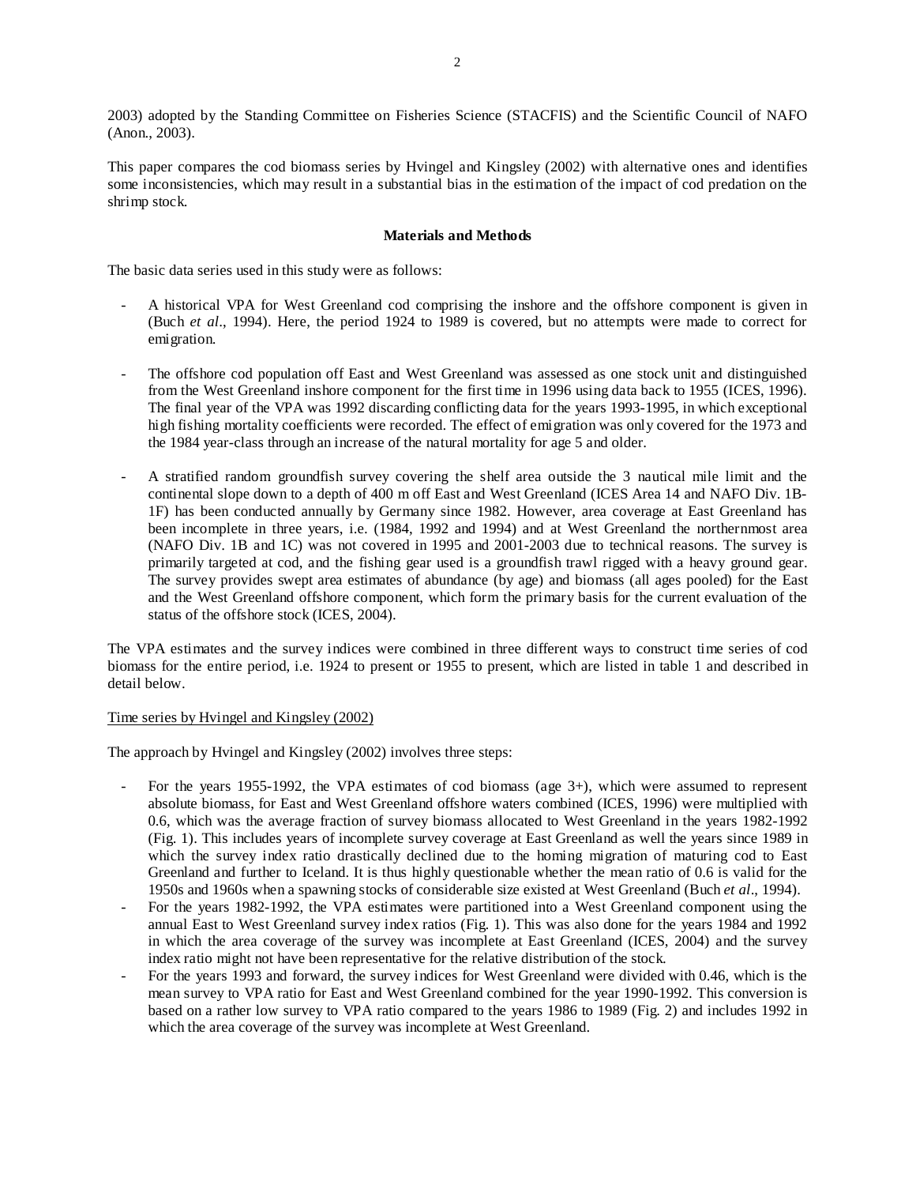2003) adopted by the Standing Committee on Fisheries Science (STACFIS) and the Scientific Council of NAFO (Anon., 2003).

This paper compares the cod biomass series by Hvingel and Kingsley (2002) with alternative ones and identifies some inconsistencies, which may result in a substantial bias in the estimation of the impact of cod predation on the shrimp stock.

## Materials and Methods

The basic data series used in this study were as follows:

- A historical VPA for West Greenland cod comprising the inshore and the offshore component is given in (Buch *et al*., 1994). Here, the period 1924 to 1989 is covered, but no attempts were made to correct for emigration.
- The offshore cod population off East and West Greenland was assessed as one stock unit and distinguished from the West Greenland inshore component for the first time in 1996 using data back to 1955 (ICES, 1996). The final year of the VPA was 1992 discarding conflicting data for the years 1993-1995, in which exceptional high fishing mortality coefficients were recorded. The effect of emigration was only covered for the 1973 and the 1984 year-class through an increase of the natural mortality for age 5 and older.
- A stratified random groundfish survey covering the shelf area outside the 3 nautical mile limit and the continental slope down to a depth of 400 m off East and West Greenland (ICES Area 14 and NAFO Div. 1B-1F) has been conducted annually by Germany since 1982. However, area coverage at East Greenland has been incomplete in three years, i.e. (1984, 1992 and 1994) and at West Greenland the northernmost area (NAFO Div. 1B and 1C) was not covered in 1995 and 2001-2003 due to technical reasons. The survey is primarily targeted at cod, and the fishing gear used is a groundfish trawl rigged with a heavy ground gear. The survey provides swept area estimates of abundance (by age) and biomass (all ages pooled) for the East and the West Greenland offshore component, which form the primary basis for the current evaluation of the status of the offshore stock (ICES, 2004).

The VPA estimates and the survey indices were combined in three different ways to construct time series of cod biomass for the entire period, i.e. 1924 to present or 1955 to present, which are listed in table 1 and described in detail below.

<u>Time series by Hvingel and Kingsley (2002)</u>

The approach by Hvingel and Kingsley (2002) involves three steps:

- For the years 1955-1992, the VPA estimates of cod biomass (age 3+), which were assumed to represent absolute biomass, for East and West Greenland offshore waters combined (ICES, 1996) were multiplied with 0.6, which was the average fraction of survey biomass allocated to West Greenland in the years 1982-1992 (Fig. 1). This includes years of incomplete survey coverage at East Greenland as well the years since 1989 in which the survey index ratio drastically declined due to the homing migration of maturing cod to East Greenland and further to Iceland. It is thus highly questionable whether the mean ratio of 0.6 is valid for the 1950s and 1960s when a spawning stocks of considerable size existed at West Greenland (Buch *et al*., 1994).
- For the years 1982-1992, the VPA estimates were partitioned into a West Greenland component using the annual East to West Greenland survey index ratios (Fig. 1). This was also done for the years 1984 and 1992 in which the area coverage of the survey was incomplete at East Greenland (ICES, 2004) and the survey index ratio might not have been representative for the relative distribution of the stock.
- For the years 1993 and forward, the survey indices for West Greenland were divided with 0.46, which is the mean survey to VPA ratio for East and West Greenland combined for the year 1990-1992. This conversion is based on a rather low survey to VPA ratio compared to the years 1986 to 1989 (Fig. 2) and includes 1992 in which the area coverage of the survey was incomplete at West Greenland.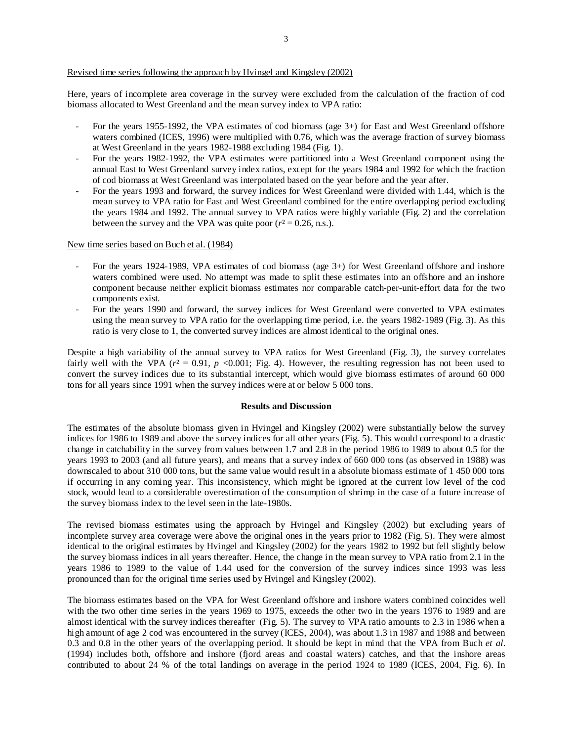Revised time series following the approach by Hvingel and Kingsley (2002)

Here, years of incomplete area coverage in the survey were excluded from the calculation of the fraction of cod biomass allocated to West Greenland and the mean survey index to VPA ratio:

- For the years 1955-1992, the VPA estimates of cod biomass (age 3+) for East and West Greenland offshore waters combined (ICES, 1996) were multiplied with 0.76, which was the average fraction of survey biomass at West Greenland in the years 1982-1988 excluding 1984 (Fig. 1).
- For the years 1982-1992, the VPA estimates were partitioned into a West Greenland component using the annual East to West Greenland survey index ratios, except for the years 1984 and 1992 for which the fraction of cod biomass at West Greenland was interpolated based on the year before and the year after.
- For the years 1993 and forward, the survey indices for West Greenland were divided with 1.44, which is the mean survey to VPA ratio for East and West Greenland combined for the entire overlapping period excluding the years 1984 and 1992. The annual survey to VPA ratios were highly variable (Fig. 2) and the correlation between the survey and the VPA was quite poor ($r^2 = 0.26$, n.s.).

New time series based on Buch et al. (1984)

- For the years 1924-1989, VPA estimates of cod biomass (age 3+) for West Greenland offshore and inshore waters combined were used. No attempt was made to split these estimates into an offshore and an inshore component because neither explicit biomass estimates nor comparable catch-per-unit-effort data for the two components exist.
- For the years 1990 and forward, the survey indices for West Greenland were converted to VPA estimates using the mean survey to VPA ratio for the overlapping time period, i.e. the years 1982-1989 (Fig. 3). As this ratio is very close to 1, the converted survey indices are almost identical to the original ones.

Despite a high variability of the annual survey to VPA ratios for West Greenland (Fig. 3), the survey correlates fairly well with the VPA ($r^2 = 0.91$, $p < 0.001$; Fig. 4). However, the resulting regression has not been used to convert the survey indices due to its substantial intercept, which would give biomass estimates of around 60 000 tons for all years since 1991 when the survey indices were at or below 5 000 tons.

## Results and Discussion

The estimates of the absolute biomass given in Hvingel and Kingsley (2002) were substantially below the survey indices for 1986 to 1989 and above the survey indices for all other years (Fig. 5). This would correspond to a drastic change in catchability in the survey from values between 1.7 and 2.8 in the period 1986 to 1989 to about 0.5 for the years 1993 to 2003 (and all future years), and means that a survey index of 660 000 tons (as observed in 1988) was downscaled to about 310 000 tons, but the same value would result in a absolute biomass estimate of 1 450 000 tons if occurring in any coming year. This inconsistency, which might be ignored at the current low level of the cod stock, would lead to a considerable overestimation of the consumption of shrimp in the case of a future increase of the survey biomass index to the level seen in the late-1980s.

The revised biomass estimates using the approach by Hvingel and Kingsley (2002) but excluding years of incomplete survey area coverage were above the original ones in the years prior to 1982 (Fig. 5). They were almost identical to the original estimates by Hvingel and Kingsley (2002) for the years 1982 to 1992 but fell slightly below the survey biomass indices in all years thereafter. Hence, the change in the mean survey to VPA ratio from 2.1 in the years 1986 to 1989 to the value of 1.44 used for the conversion of the survey indices since 1993 was less pronounced than for the original time series used by Hvingel and Kingsley (2002).

The biomass estimates based on the VPA for West Greenland offshore and inshore waters combined coincides well with the two other time series in the years 1969 to 1975, exceeds the other two in the years 1976 to 1989 and are almost identical with the survey indices thereafter (Fig. 5). The survey to VPA ratio amounts to 2.3 in 1986 when a high amount of age 2 cod was encountered in the survey (ICES, 2004), was about 1.3 in 1987 and 1988 and between 0.3 and 0.8 in the other years of the overlapping period. It should be kept in mind that the VPA from Buch *et al.* (1994) includes both, offshore and inshore (fjord areas and coastal waters) catches, and that the inshore areas contributed to about 24 % of the total landings on average in the period 1924 to 1989 (ICES, 2004, Fig. 6). In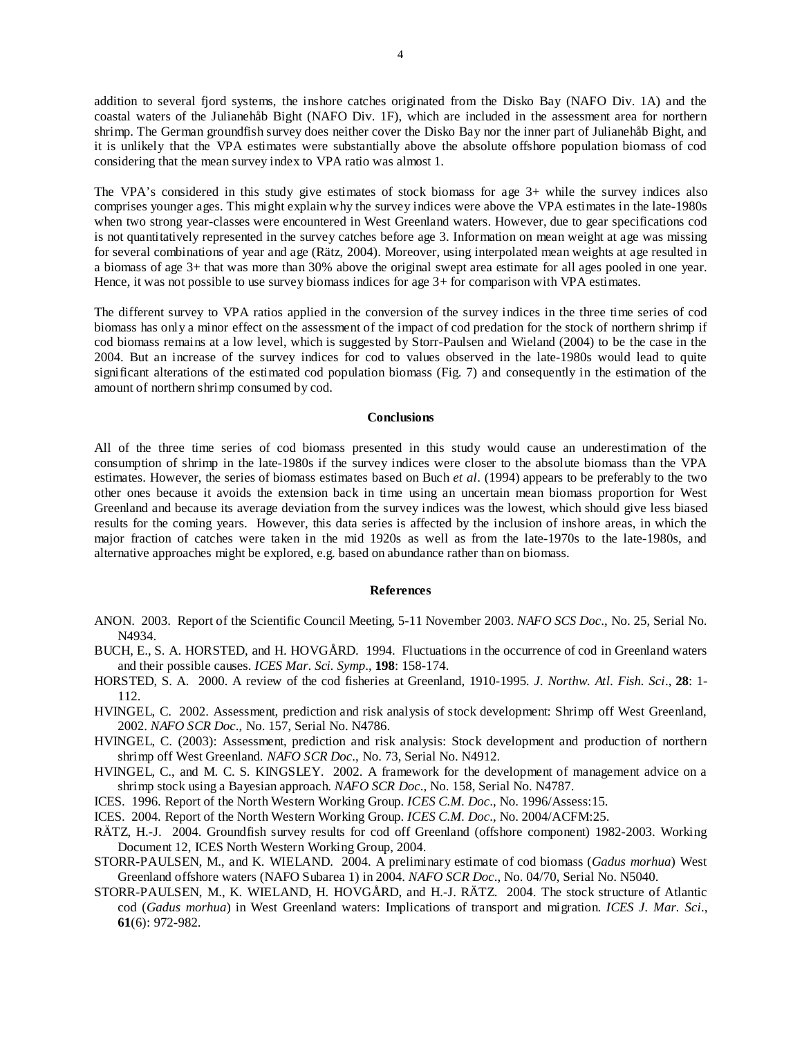addition to several fjord systems, the inshore catches originated from the Disko Bay (NAFO Div. 1A) and the coastal waters of the Julianehåb Bight (NAFO Div. 1F), which are included in the assessment area for northern shrimp. The German groundfish survey does neither cover the Disko Bay nor the inner part of Julianehåb Bight, and it is unlikely that the VPA estimates were substantially above the absolute offshore population biomass of cod considering that the mean survey index to VPA ratio was almost 1.

The VPA's considered in this study give estimates of stock biomass for age 3+ while the survey indices also comprises younger ages. This might explain why the survey indices were above the VPA estimates in the late-1980s when two strong year-classes were encountered in West Greenland waters. However, due to gear specifications cod is not quantitatively represented in the survey catches before age 3. Information on mean weight at age was missing for several combinations of year and age (Rätz, 2004). Moreover, using interpolated mean weights at age resulted in a biomass of age 3+ that was more than 30% above the original swept area estimate for all ages pooled in one year. Hence, it was not possible to use survey biomass indices for age 3+ for comparison with VPA estimates.

The different survey to VPA ratios applied in the conversion of the survey indices in the three time series of cod biomass has only a minor effect on the assessment of the impact of cod predation for the stock of northern shrimp if cod biomass remains at a low level, which is suggested by Storr-Paulsen and Wieland (2004) to be the case in the 2004. But an increase of the survey indices for cod to values observed in the late-1980s would lead to quite significant alterations of the estimated cod population biomass (Fig. 7) and consequently in the estimation of the amount of northern shrimp consumed by cod.

## Conclusions

All of the three time series of cod biomass presented in this study would cause an underestimation of the consumption of shrimp in the late-1980s if the survey indices were closer to the absolute biomass than the VPA estimates. However, the series of biomass estimates based on Buch *et al*. (1994) appears to be preferably to the two other ones because it avoids the extension back in time using an uncertain mean biomass proportion for West Greenland and because its average deviation from the survey indices was the lowest, which should give less biased results for the coming years. However, this data series is affected by the inclusion of inshore areas, in which the major fraction of catches were taken in the mid 1920s as well as from the late-1970s to the late-1980s, and alternative approaches might be explored, e.g. based on abundance rather than on biomass.

## References

ANON. 2003. Report of the Scientific Council Meeting, 5-11 November 2003. *NAFO SCS Doc*., No. 25, Serial No. N4934.

BUCH, E., S. A. HORSTED, and H. HOVGÅRD. 1994. Fluctuations in the occurrence of cod in Greenland waters and their possible causes. *ICES Mar. Sci. Symp*., **198**: 158-174.

HORSTED, S. A. 2000. A review of the cod fisheries at Greenland, 1910-1995. *J. Northw. Atl. Fish. Sci*., **28**: 1-112.

HVINGEL, C. 2002. Assessment, prediction and risk analysis of stock development: Shrimp off West Greenland, 2002. *NAFO SCR Doc*., No. 157, Serial No. N4786.

HVINGEL, C. (2003): Assessment, prediction and risk analysis: Stock development and production of northern shrimp off West Greenland. *NAFO SCR Doc*., No. 73, Serial No. N4912.

HVINGEL, C., and M. C. S. KINGSLEY. 2002. A framework for the development of management advice on a shrimp stock using a Bayesian approach. *NAFO SCR Doc*., No. 158, Serial No. N4787.

ICES. 1996. Report of the North Western Working Group. *ICES C.M. Doc*., No. 1996/Assess:15.

ICES. 2004. Report of the North Western Working Group. *ICES C.M. Doc*., No. 2004/ACFM:25.

RÄTZ, H.-J. 2004. Groundfish survey results for cod off Greenland (offshore component) 1982-2003. Working Document 12, ICES North Western Working Group, 2004.

STORR-PAULSEN, M., and K. WIELAND. 2004. A preliminary estimate of cod biomass (*Gadus morhua*) West Greenland offshore waters (NAFO Subarea 1) in 2004. *NAFO SCR Doc*., No. 04/70, Serial No. N5040.

STORR-PAULSEN, M., K. WIELAND, H. HOVGÅRD, and H.-J. RÄTZ. 2004. The stock structure of Atlantic cod (*Gadus morhua*) in West Greenland waters: Implications of transport and migration. *ICES J. Mar. Sci*., **61**(6): 972-982.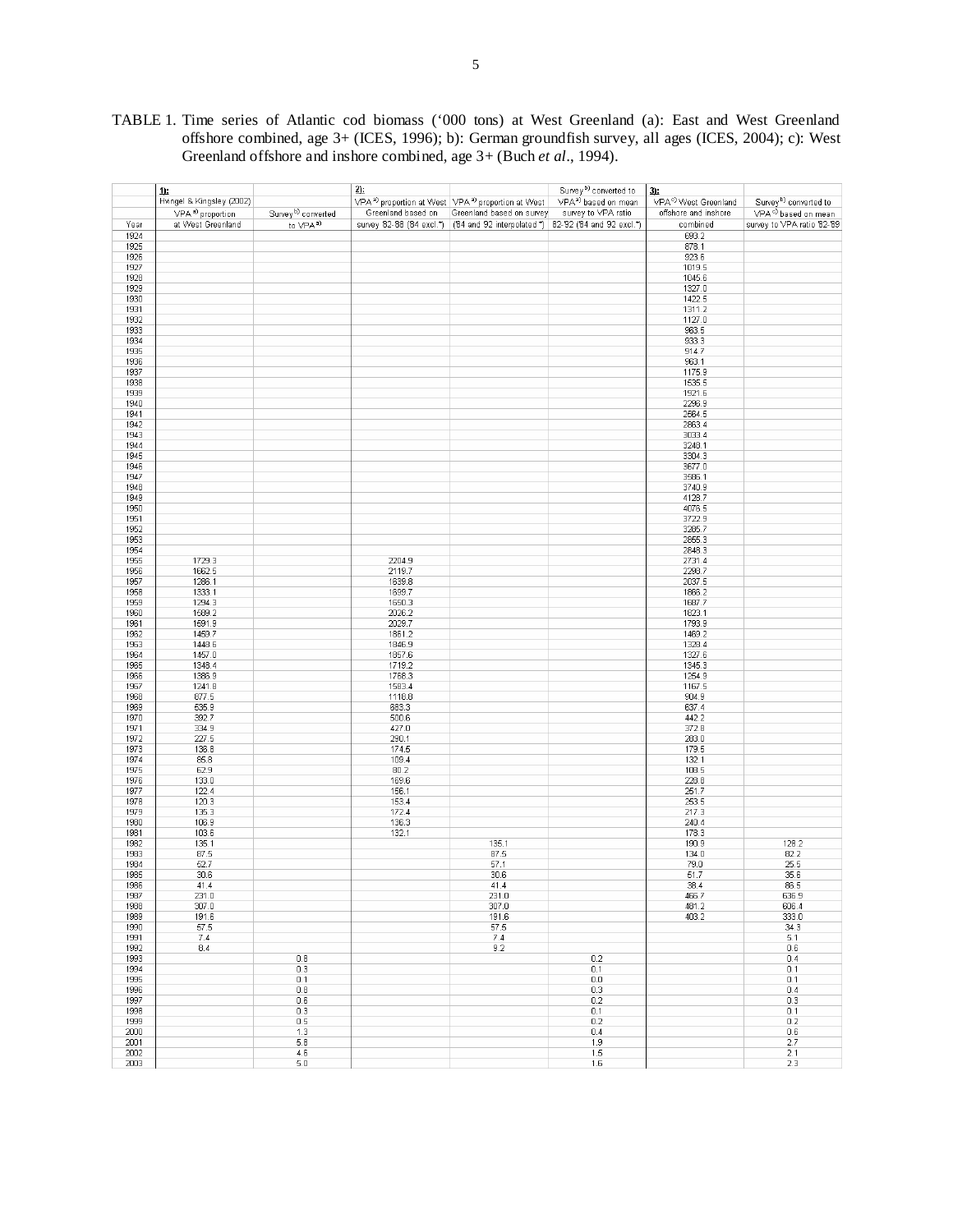TABLE 1. Time series of Atlantic cod biomass ('000 tons) at West Greenland (a): East and West Greenland offshore combined, age 3+ (ICES, 1996); b): German groundfish survey, all ages (ICES, 2004); c): West Greenland offshore and inshore combined, age 3+ (Buch *et al*., 1994).

| | **1):** | | **2):** | | | **3):** | |
|---|---|---|---|---|---|---|---|
| | Hvingel & Kingsley (2002) | | | | | | |
| Year | VPA [a] proportion at West Greenland | Survey [b] converted to VPA [a] | VPA [a] proportion at West Greenland based on survey 82-88 (84 excl.*) | VPA [a] proportion at West Greenland based on survey ('84 and 92 interpolated *) | Survey [b] converted to VPA [a] based on mean survey to VPA ratio 82-92 (84 and 92 excl.*) | VPA [c] West Greenland offshore and inshore combined | Survey [b] converted to VPA [c] based on mean survey to VPA ratio '82-'89 |
| 1924 | | | | | | 690.2 | |
| 1925 | | | | | | 878.1 | |
| 1926 | | | | | | 923.6 | |
| 1927 | | | | | | 1019.5 | |
| 1928 | | | | | | 1045.6 | |
| 1929 | | | | | | 1327.0 | |
| 1930 | | | | | | 1422.5 | |
| 1931 | | | | | | 1311.2 | |
| 1932 | | | | | | 1127.0 | |
| 1933 | | | | | | 963.5 | |
| 1934 | | | | | | 933.3 | |
| 1935 | | | | | | 914.7 | |
| 1936 | | | | | | 963.1 | |
| 1937 | | | | | | 1175.9 | |
| 1938 | | | | | | 1535.5 | |
| 1939 | | | | | | 1921.6 | |
| 1940 | | | | | | 2296.9 | |
| 1941 | | | | | | 2564.5 | |
| 1942 | | | | | | 2863.4 | |
| 1943 | | | | | | 3033.4 | |
| 1944 | | | | | | 3248.1 | |
| 1945 | | | | | | 3304.3 | |
| 1946 | | | | | | 3677.0 | |
| 1947 | | | | | | 3585.1 | |
| 1948 | | | | | | 3740.9 | |
| 1949 | | | | | | 4128.7 | |
| 1950 | | | | | | 4076.5 | |
| 1951 | | | | | | 3722.9 | |
| 1952 | | | | | | 3285.7 | |
| 1953 | | | | | | 2855.3 | |
| 1954 | | | | | | 2848.3 | |
| 1955 | 1729.3 | | 2204.9 | | | 2731.4 | |
| 1956 | 1662.5 | | 2119.7 | | | 2298.7 | |
| 1957 | 1286.1 | | 1639.8 | | | 2037.5 | |
| 1958 | 1333.1 | | 1699.7 | | | 1866.2 | |
| 1959 | 1294.3 | | 1650.3 | | | 1687.7 | |
| 1960 | 1589.2 | | 2026.2 | | | 1823.1 | |
| 1961 | 1591.9 | | 2029.7 | | | 1793.9 | |
| 1962 | 1459.7 | | 1861.2 | | | 1469.2 | |
| 1963 | 1448.6 | | 1846.9 | | | 1329.4 | |
| 1964 | 1457.0 | | 1857.6 | | | 1327.6 | |
| 1965 | 1348.4 | | 1719.2 | | | 1345.3 | |
| 1966 | 1386.9 | | 1768.3 | | | 1254.9 | |
| 1967 | 1241.8 | | 1583.4 | | | 1167.5 | |
| 1968 | 877.5 | | 1118.8 | | | 904.9 | |
| 1969 | 535.9 | | 683.3 | | | 637.4 | |
| 1970 | 392.7 | | 500.6 | | | 442.2 | |
| 1971 | 334.9 | | 427.0 | | | 372.8 | |
| 1972 | 227.5 | | 290.1 | | | 283.0 | |
| 1973 | 136.8 | | 174.5 | | | 179.5 | |
| 1974 | 85.8 | | 109.4 | | | 132.1 | |
| 1975 | 62.9 | | 80.2 | | | 108.5 | |
| 1976 | 133.0 | | 169.6 | | | 229.8 | |
| 1977 | 122.4 | | 156.1 | | | 251.7 | |
| 1978 | 120.3 | | 153.4 | | | 253.5 | |
| 1979 | 135.3 | | 172.4 | | | 217.3 | |
| 1980 | 106.9 | | 136.3 | | | 240.4 | |
| 1981 | 103.6 | | 132.1 | | | 178.3 | |
| 1982 | 135.1 | | | 135.1 | | 190.9 | 128.2 |
| 1983 | 87.5 | | | 87.5 | | 134.0 | 82.2 |
| 1984 | 62.7 | | | 57.1 | | 79.0 | 25.5 |
| 1985 | 30.6 | | | 30.6 | | 51.7 | 35.6 |
| 1986 | 41.4 | | | 41.4 | | 38.4 | 86.5 |
| 1987 | 231.0 | | | 231.0 | | 465.7 | 636.9 |
| 1988 | 307.0 | | | 307.0 | | 481.2 | 606.4 |
| 1989 | 191.6 | | | 191.6 | | 403.2 | 333.0 |
| 1990 | 57.5 | | | 57.5 | | | 34.3 |
| 1991 | 7.4 | | | 7.4 | | | 5.1 |
| 1992 | 8.4 | | | 9.2 | | | 0.6 |
| 1993 | | 0.8 | | | 0.2 | | 0.4 |
| 1994 | | 0.3 | | | 0.1 | | 0.1 |
| 1995 | | 0.1 | | | 0.0 | | 0.1 |
| 1996 | | 0.8 | | | 0.3 | | 0.4 |
| 1997 | | 0.6 | | | 0.2 | | 0.3 |
| 1998 | | 0.3 | | | 0.1 | | 0.1 |
| 1999 | | 0.5 | | | 0.2 | | 0.2 |
| 2000 | | 1.3 | | | 0.4 | | 0.6 |
| 2001 | | 5.8 | | | 1.9 | | 2.7 |
| 2002 | | 4.6 | | | 1.5 | | 2.1 |
| 2003 | | 5.0 | | | 1.6 | | 2.3 |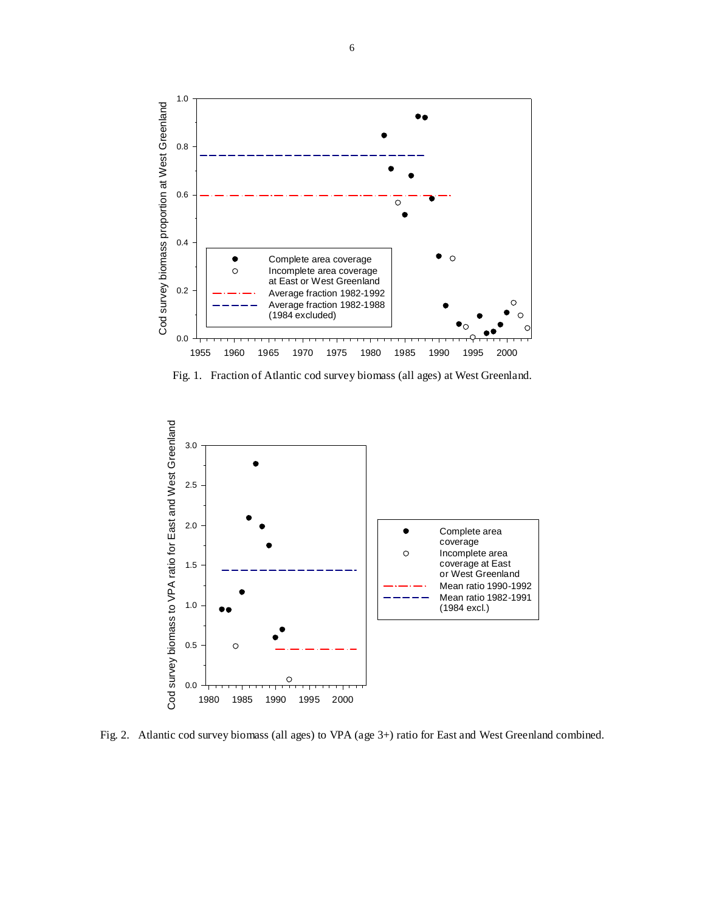Fig. 1. Fraction of Atlantic cod survey biomass (all ages) at West Greenland.

Fig. 2. Atlantic cod survey biomass (all ages) to VPA (age 3+) ratio for East and West Greenland combined.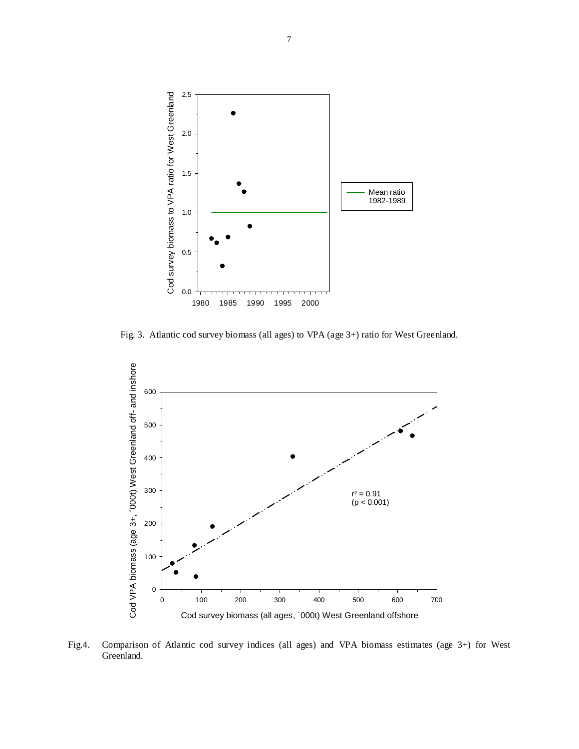Fig. 3. Atlantic cod survey biomass (all ages) to VPA (age 3+) ratio for West Greenland.

Fig.4. Comparison of Atlantic cod survey indices (all ages) and VPA biomass estimates (age 3+) for West Greenland.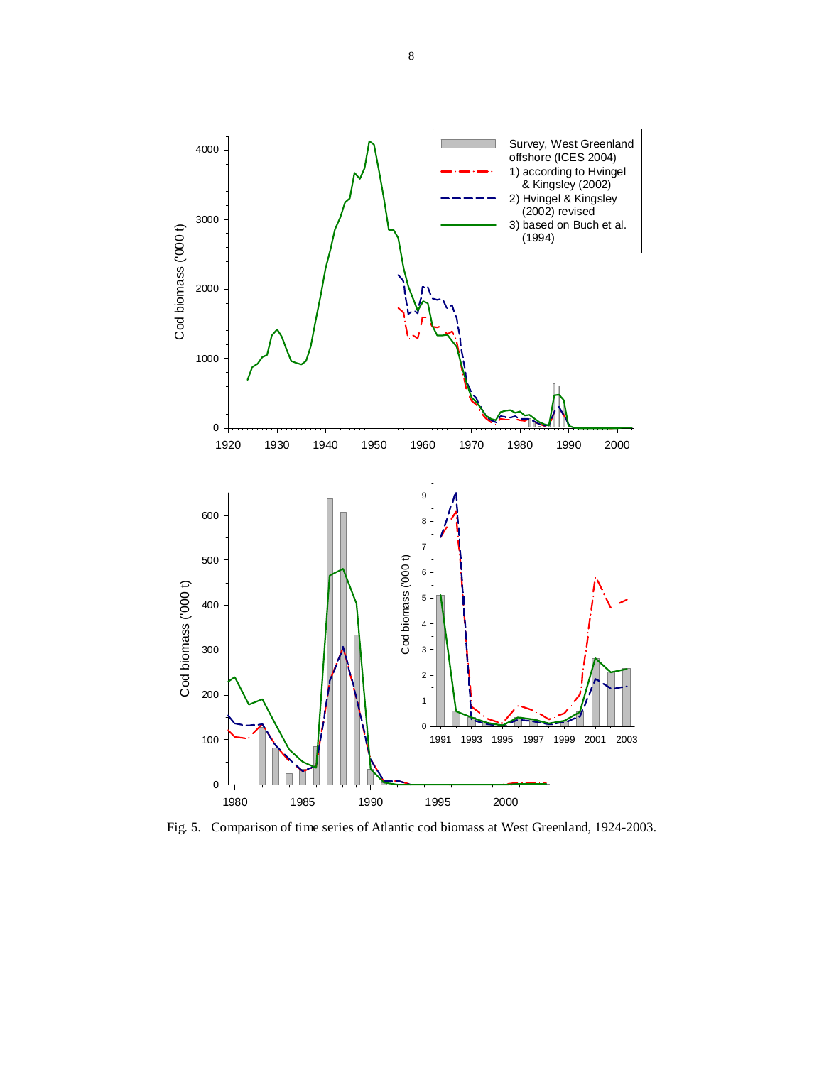Fig. 5. Comparison of time series of Atlantic cod biomass at West Greenland, 1924-2003.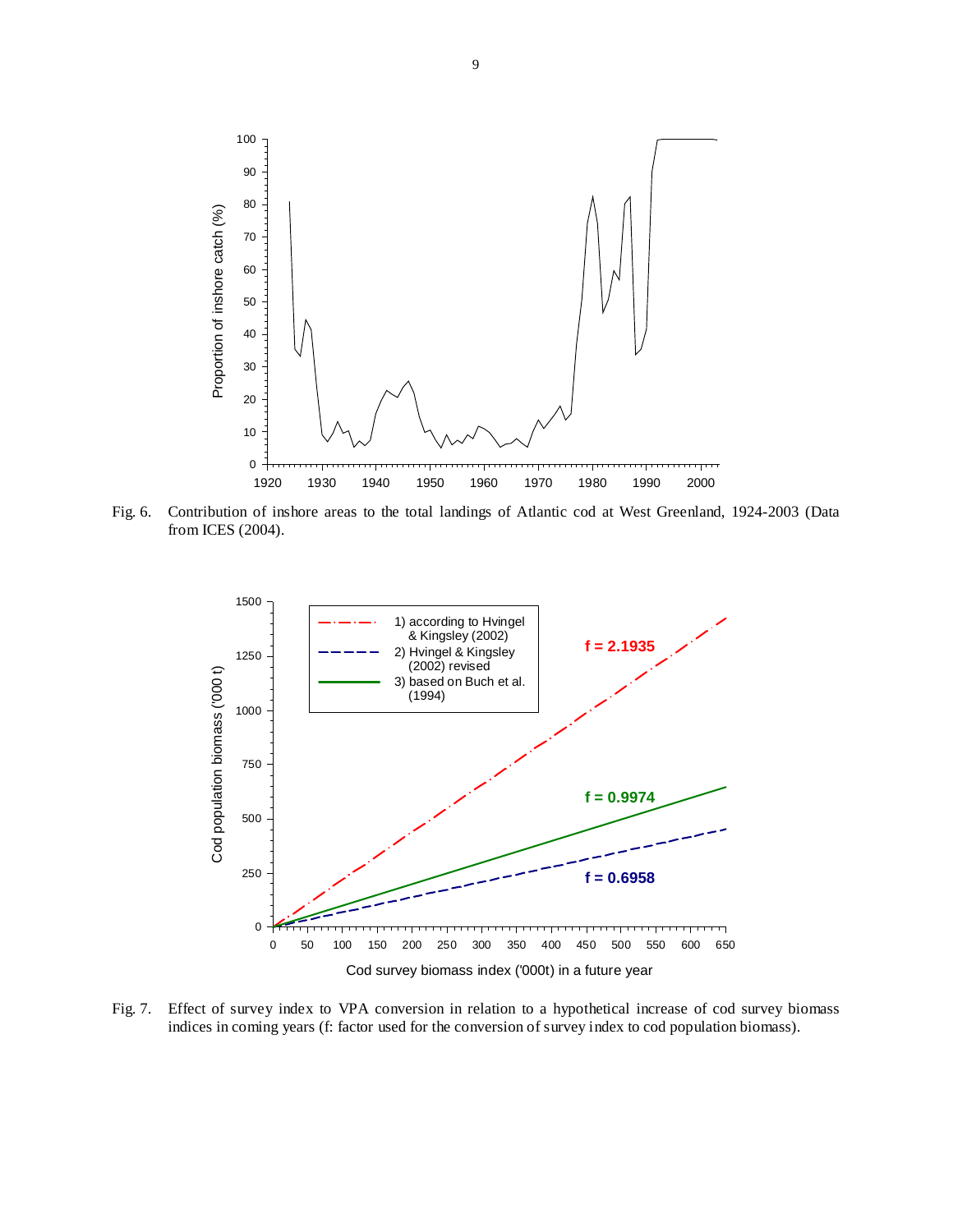Proportion of inshore catch (%)

100
90
80
70
60
50
40
30
20
10
0

1920 1930 1940 1950 1960 1970 1980 1990 2000

Fig. 6. Contribution of inshore areas to the total landings of Atlantic cod at West Greenland, 1924-2003 (Data from ICES (2004).

Cod population biomass ('000 t)

1500
1250
1000
750
500
250
0

0 50 100 150 200 250 300 350 400 450 500 550 600 650

Cod survey biomass index ('000t) in a future year

1) according to Hvingel & Kingsley (2002)

2) Hvingel & Kingsley (2002) revised

3) based on Buch et al. (1994)

f = 2.1935

f = 0.9974

f = 0.6958

Fig. 7. Effect of survey index to VPA conversion in relation to a hypothetical increase of cod survey biomass indices in coming years (f: factor used for the conversion of survey index to cod population biomass).